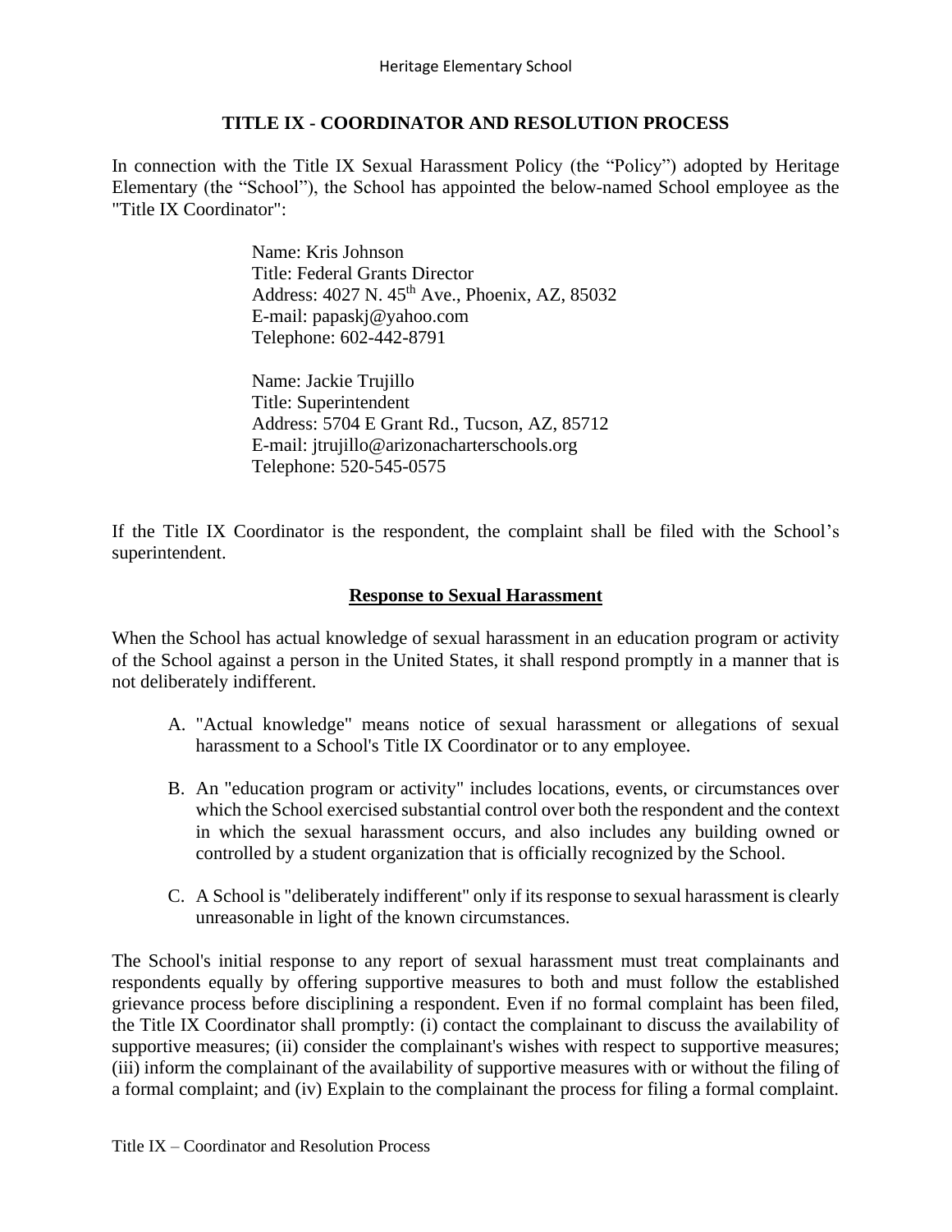# TITLE IX - COORDINATOR AND RESOLUTION PROCESS

In connection with the Title IX Sexual Harassment Policy (the "Policy") adopted by Heritage Elementary (the "School"), the School has appointed the below-named School employee as the "Title IX Coordinator":

Name: Kris Johnson
Title: Federal Grants Director
Address: 4027 N. 45th Ave., Phoenix, AZ, 85032
E-mail: papaskj@yahoo.com
Telephone: 602-442-8791

Name: Jackie Trujillo
Title: Superintendent
Address: 5704 E Grant Rd., Tucson, AZ, 85712
E-mail: jtrujillo@arizonacharterschools.org
Telephone: 520-545-0575

If the Title IX Coordinator is the respondent, the complaint shall be filed with the School's superintendent.

## Response to Sexual Harassment

When the School has actual knowledge of sexual harassment in an education program or activity of the School against a person in the United States, it shall respond promptly in a manner that is not deliberately indifferent.

A. "Actual knowledge" means notice of sexual harassment or allegations of sexual harassment to a School's Title IX Coordinator or to any employee.

B. An "education program or activity" includes locations, events, or circumstances over which the School exercised substantial control over both the respondent and the context in which the sexual harassment occurs, and also includes any building owned or controlled by a student organization that is officially recognized by the School.

C. A School is "deliberately indifferent" only if its response to sexual harassment is clearly unreasonable in light of the known circumstances.

The School's initial response to any report of sexual harassment must treat complainants and respondents equally by offering supportive measures to both and must follow the established grievance process before disciplining a respondent. Even if no formal complaint has been filed, the Title IX Coordinator shall promptly: (i) contact the complainant to discuss the availability of supportive measures; (ii) consider the complainant's wishes with respect to supportive measures; (iii) inform the complainant of the availability of supportive measures with or without the filing of a formal complaint; and (iv) Explain to the complainant the process for filing a formal complaint.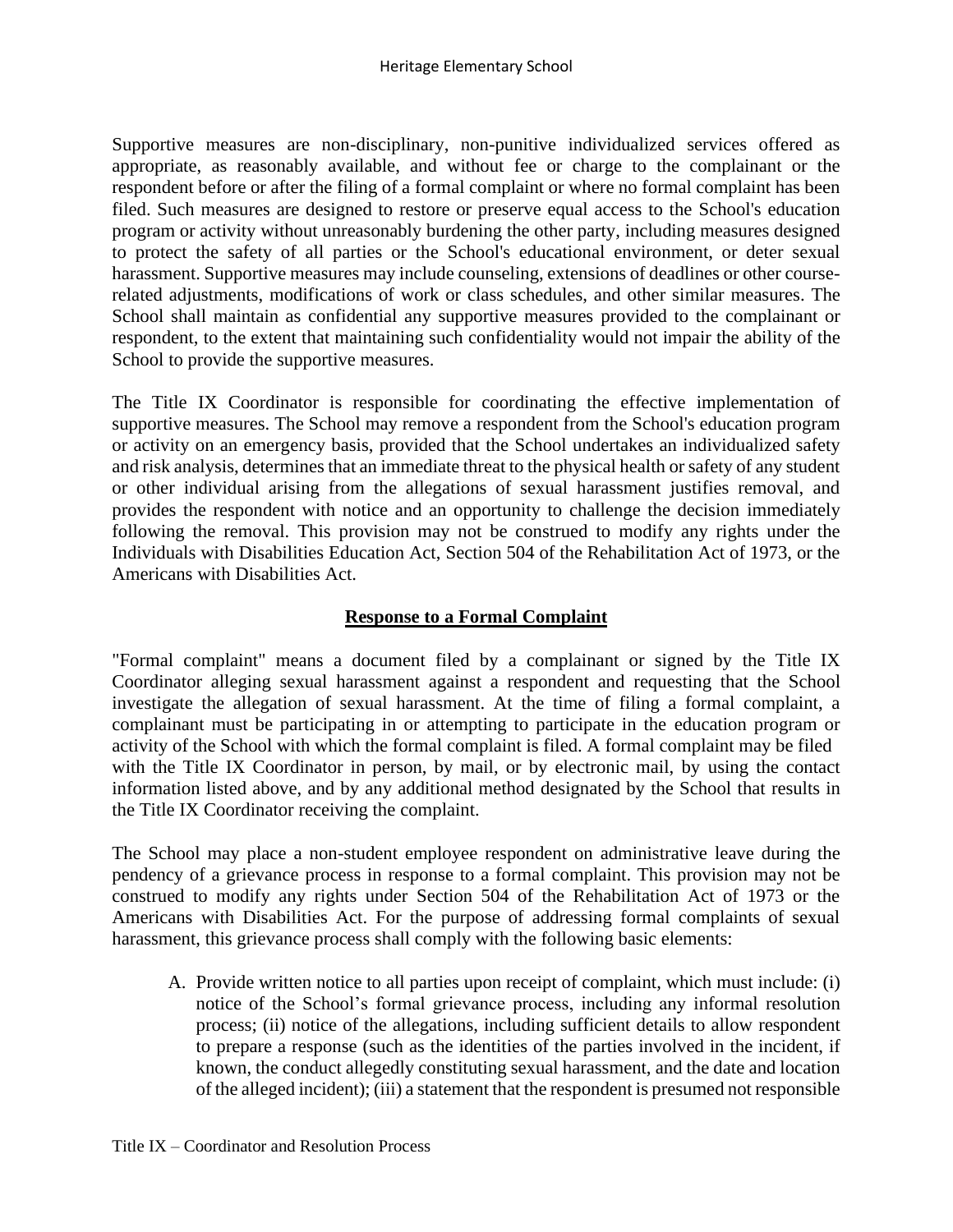Supportive measures are non-disciplinary, non-punitive individualized services offered as appropriate, as reasonably available, and without fee or charge to the complainant or the respondent before or after the filing of a formal complaint or where no formal complaint has been filed. Such measures are designed to restore or preserve equal access to the School's education program or activity without unreasonably burdening the other party, including measures designed to protect the safety of all parties or the School's educational environment, or deter sexual harassment. Supportive measures may include counseling, extensions of deadlines or other course-related adjustments, modifications of work or class schedules, and other similar measures. The School shall maintain as confidential any supportive measures provided to the complainant or respondent, to the extent that maintaining such confidentiality would not impair the ability of the School to provide the supportive measures.

The Title IX Coordinator is responsible for coordinating the effective implementation of supportive measures. The School may remove a respondent from the School's education program or activity on an emergency basis, provided that the School undertakes an individualized safety and risk analysis, determines that an immediate threat to the physical health or safety of any student or other individual arising from the allegations of sexual harassment justifies removal, and provides the respondent with notice and an opportunity to challenge the decision immediately following the removal. This provision may not be construed to modify any rights under the Individuals with Disabilities Education Act, Section 504 of the Rehabilitation Act of 1973, or the Americans with Disabilities Act.

## Response to a Formal Complaint

"Formal complaint" means a document filed by a complainant or signed by the Title IX Coordinator alleging sexual harassment against a respondent and requesting that the School investigate the allegation of sexual harassment. At the time of filing a formal complaint, a complainant must be participating in or attempting to participate in the education program or activity of the School with which the formal complaint is filed. A formal complaint may be filed with the Title IX Coordinator in person, by mail, or by electronic mail, by using the contact information listed above, and by any additional method designated by the School that results in the Title IX Coordinator receiving the complaint.

The School may place a non-student employee respondent on administrative leave during the pendency of a grievance process in response to a formal complaint. This provision may not be construed to modify any rights under Section 504 of the Rehabilitation Act of 1973 or the Americans with Disabilities Act. For the purpose of addressing formal complaints of sexual harassment, this grievance process shall comply with the following basic elements:

A. Provide written notice to all parties upon receipt of complaint, which must include: (i) notice of the School's formal grievance process, including any informal resolution process; (ii) notice of the allegations, including sufficient details to allow respondent to prepare a response (such as the identities of the parties involved in the incident, if known, the conduct allegedly constituting sexual harassment, and the date and location of the alleged incident); (iii) a statement that the respondent is presumed not responsible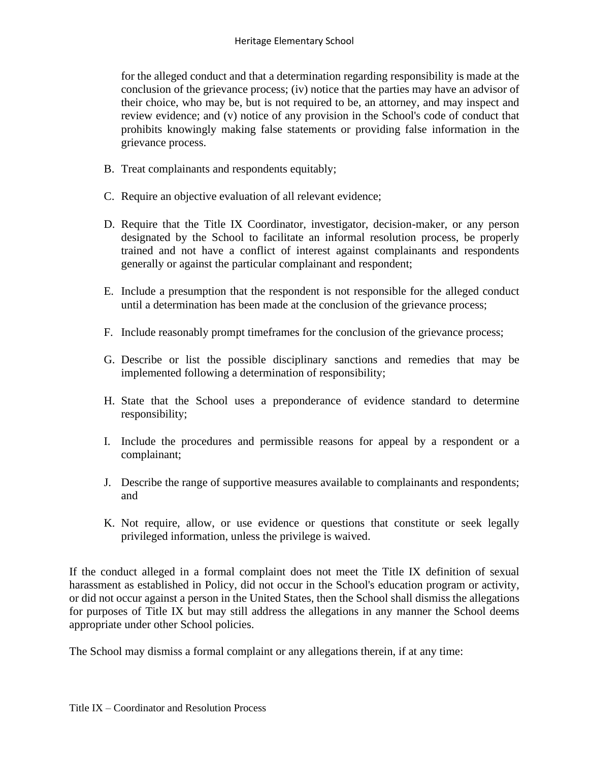for the alleged conduct and that a determination regarding responsibility is made at the conclusion of the grievance process; (iv) notice that the parties may have an advisor of their choice, who may be, but is not required to be, an attorney, and may inspect and review evidence; and (v) notice of any provision in the School's code of conduct that prohibits knowingly making false statements or providing false information in the grievance process.

B. Treat complainants and respondents equitably;

C. Require an objective evaluation of all relevant evidence;

D. Require that the Title IX Coordinator, investigator, decision-maker, or any person designated by the School to facilitate an informal resolution process, be properly trained and not have a conflict of interest against complainants and respondents generally or against the particular complainant and respondent;

E. Include a presumption that the respondent is not responsible for the alleged conduct until a determination has been made at the conclusion of the grievance process;

F. Include reasonably prompt timeframes for the conclusion of the grievance process;

G. Describe or list the possible disciplinary sanctions and remedies that may be implemented following a determination of responsibility;

H. State that the School uses a preponderance of evidence standard to determine responsibility;

I. Include the procedures and permissible reasons for appeal by a respondent or a complainant;

J. Describe the range of supportive measures available to complainants and respondents; and

K. Not require, allow, or use evidence or questions that constitute or seek legally privileged information, unless the privilege is waived.

If the conduct alleged in a formal complaint does not meet the Title IX definition of sexual harassment as established in Policy, did not occur in the School's education program or activity, or did not occur against a person in the United States, then the School shall dismiss the allegations for purposes of Title IX but may still address the allegations in any manner the School deems appropriate under other School policies.

The School may dismiss a formal complaint or any allegations therein, if at any time: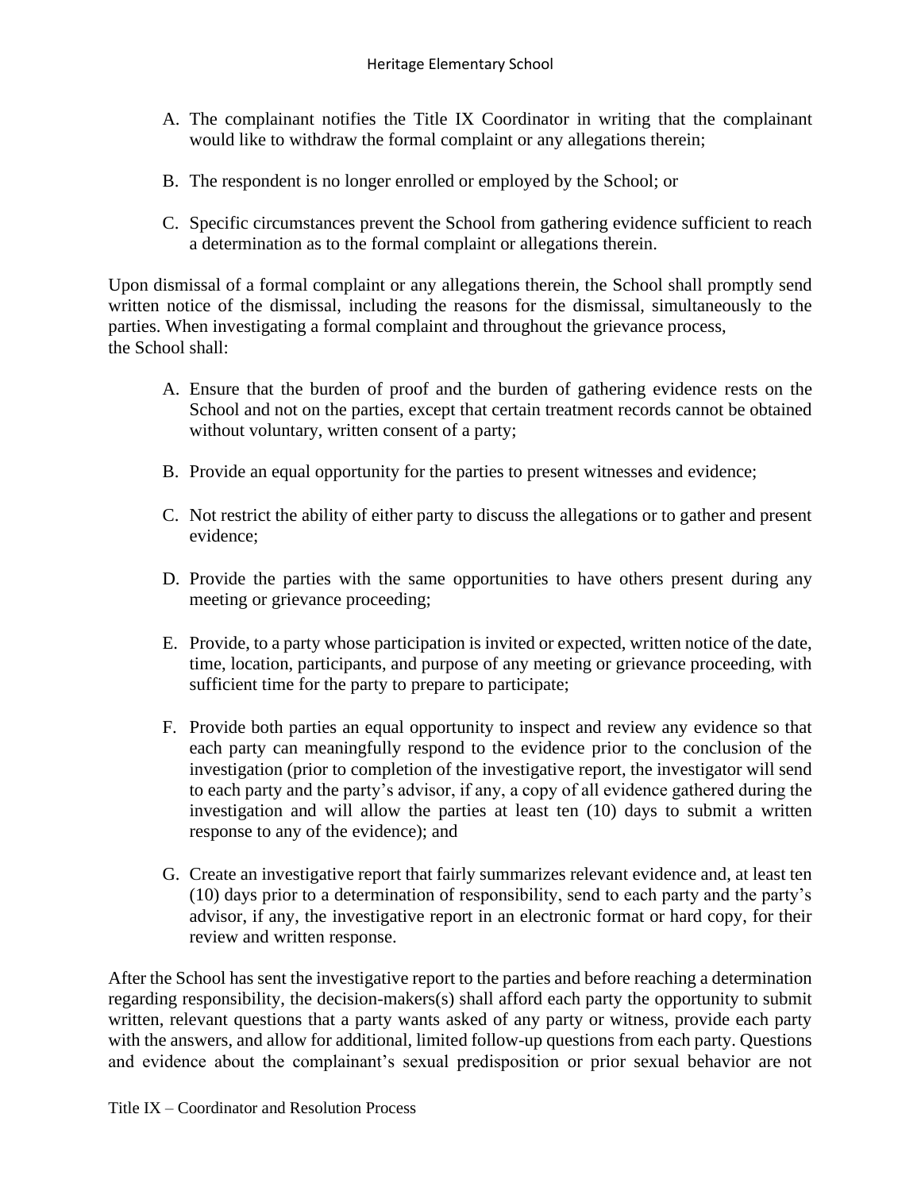A. The complainant notifies the Title IX Coordinator in writing that the complainant would like to withdraw the formal complaint or any allegations therein;

B. The respondent is no longer enrolled or employed by the School; or

C. Specific circumstances prevent the School from gathering evidence sufficient to reach a determination as to the formal complaint or allegations therein.

Upon dismissal of a formal complaint or any allegations therein, the School shall promptly send written notice of the dismissal, including the reasons for the dismissal, simultaneously to the parties. When investigating a formal complaint and throughout the grievance process, the School shall:

A. Ensure that the burden of proof and the burden of gathering evidence rests on the School and not on the parties, except that certain treatment records cannot be obtained without voluntary, written consent of a party;

B. Provide an equal opportunity for the parties to present witnesses and evidence;

C. Not restrict the ability of either party to discuss the allegations or to gather and present evidence;

D. Provide the parties with the same opportunities to have others present during any meeting or grievance proceeding;

E. Provide, to a party whose participation is invited or expected, written notice of the date, time, location, participants, and purpose of any meeting or grievance proceeding, with sufficient time for the party to prepare to participate;

F. Provide both parties an equal opportunity to inspect and review any evidence so that each party can meaningfully respond to the evidence prior to the conclusion of the investigation (prior to completion of the investigative report, the investigator will send to each party and the party's advisor, if any, a copy of all evidence gathered during the investigation and will allow the parties at least ten (10) days to submit a written response to any of the evidence); and

G. Create an investigative report that fairly summarizes relevant evidence and, at least ten (10) days prior to a determination of responsibility, send to each party and the party's advisor, if any, the investigative report in an electronic format or hard copy, for their review and written response.

After the School has sent the investigative report to the parties and before reaching a determination regarding responsibility, the decision-makers(s) shall afford each party the opportunity to submit written, relevant questions that a party wants asked of any party or witness, provide each party with the answers, and allow for additional, limited follow-up questions from each party. Questions and evidence about the complainant's sexual predisposition or prior sexual behavior are not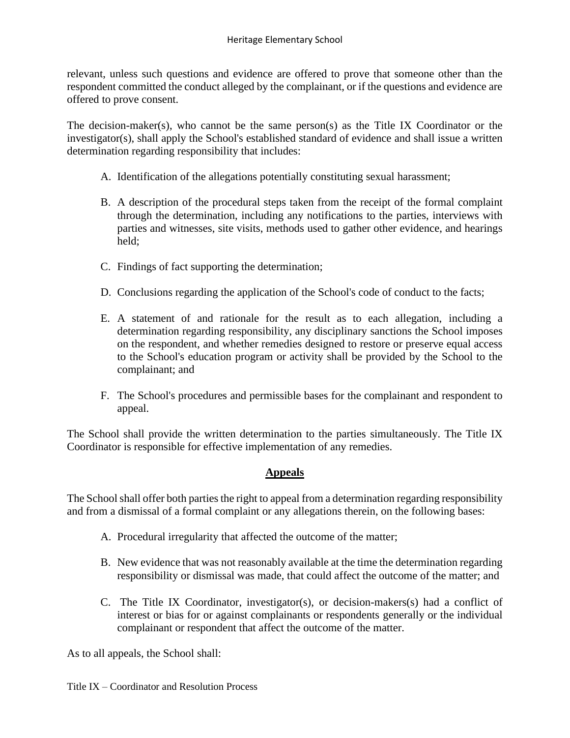relevant, unless such questions and evidence are offered to prove that someone other than the respondent committed the conduct alleged by the complainant, or if the questions and evidence are offered to prove consent.

The decision-maker(s), who cannot be the same person(s) as the Title IX Coordinator or the investigator(s), shall apply the School's established standard of evidence and shall issue a written determination regarding responsibility that includes:

A. Identification of the allegations potentially constituting sexual harassment;

B. A description of the procedural steps taken from the receipt of the formal complaint through the determination, including any notifications to the parties, interviews with parties and witnesses, site visits, methods used to gather other evidence, and hearings held;

C. Findings of fact supporting the determination;

D. Conclusions regarding the application of the School's code of conduct to the facts;

E. A statement of and rationale for the result as to each allegation, including a determination regarding responsibility, any disciplinary sanctions the School imposes on the respondent, and whether remedies designed to restore or preserve equal access to the School's education program or activity shall be provided by the School to the complainant; and

F. The School's procedures and permissible bases for the complainant and respondent to appeal.

The School shall provide the written determination to the parties simultaneously. The Title IX Coordinator is responsible for effective implementation of any remedies.

## Appeals

The School shall offer both parties the right to appeal from a determination regarding responsibility and from a dismissal of a formal complaint or any allegations therein, on the following bases:

A. Procedural irregularity that affected the outcome of the matter;

B. New evidence that was not reasonably available at the time the determination regarding responsibility or dismissal was made, that could affect the outcome of the matter; and

C. The Title IX Coordinator, investigator(s), or decision-makers(s) had a conflict of interest or bias for or against complainants or respondents generally or the individual complainant or respondent that affect the outcome of the matter.

As to all appeals, the School shall: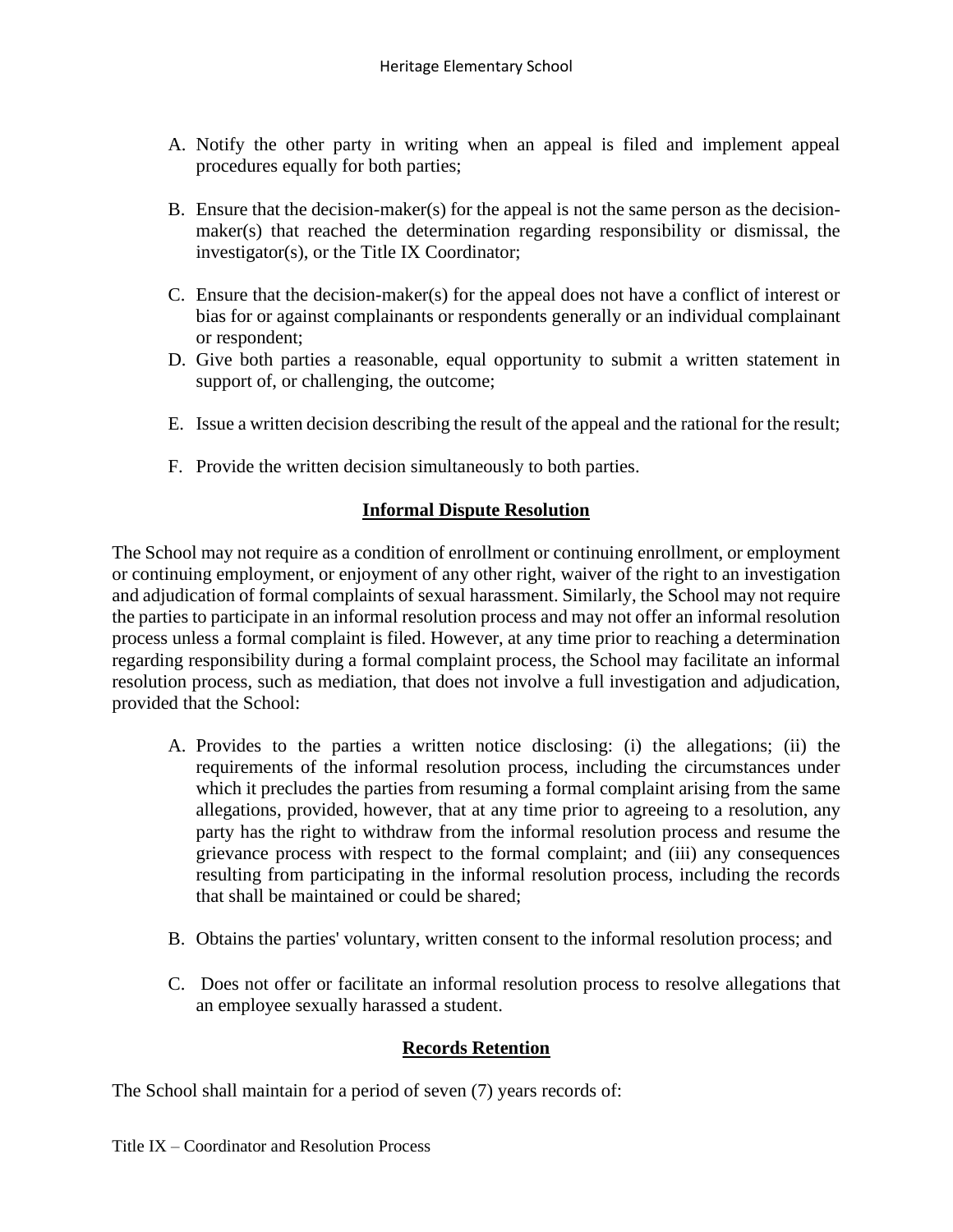A. Notify the other party in writing when an appeal is filed and implement appeal procedures equally for both parties;

B. Ensure that the decision-maker(s) for the appeal is not the same person as the decision-maker(s) that reached the determination regarding responsibility or dismissal, the investigator(s), or the Title IX Coordinator;

C. Ensure that the decision-maker(s) for the appeal does not have a conflict of interest or bias for or against complainants or respondents generally or an individual complainant or respondent;

D. Give both parties a reasonable, equal opportunity to submit a written statement in support of, or challenging, the outcome;

E. Issue a written decision describing the result of the appeal and the rational for the result;

F. Provide the written decision simultaneously to both parties.

## Informal Dispute Resolution

The School may not require as a condition of enrollment or continuing enrollment, or employment or continuing employment, or enjoyment of any other right, waiver of the right to an investigation and adjudication of formal complaints of sexual harassment. Similarly, the School may not require the parties to participate in an informal resolution process and may not offer an informal resolution process unless a formal complaint is filed. However, at any time prior to reaching a determination regarding responsibility during a formal complaint process, the School may facilitate an informal resolution process, such as mediation, that does not involve a full investigation and adjudication, provided that the School:

A. Provides to the parties a written notice disclosing: (i) the allegations; (ii) the requirements of the informal resolution process, including the circumstances under which it precludes the parties from resuming a formal complaint arising from the same allegations, provided, however, that at any time prior to agreeing to a resolution, any party has the right to withdraw from the informal resolution process and resume the grievance process with respect to the formal complaint; and (iii) any consequences resulting from participating in the informal resolution process, including the records that shall be maintained or could be shared;

B. Obtains the parties' voluntary, written consent to the informal resolution process; and

C. Does not offer or facilitate an informal resolution process to resolve allegations that an employee sexually harassed a student.

## Records Retention

The School shall maintain for a period of seven (7) years records of: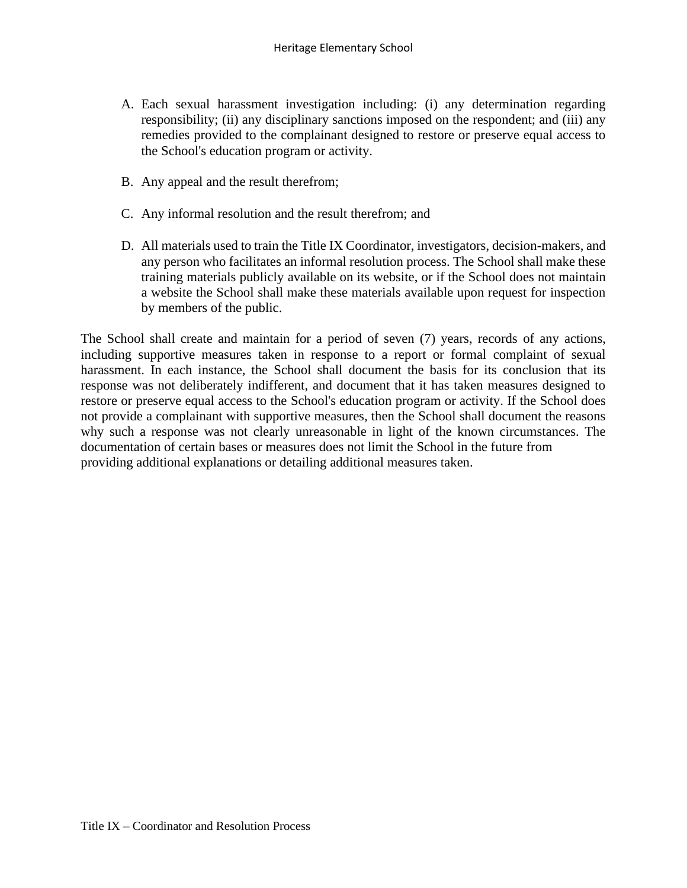A. Each sexual harassment investigation including: (i) any determination regarding responsibility; (ii) any disciplinary sanctions imposed on the respondent; and (iii) any remedies provided to the complainant designed to restore or preserve equal access to the School's education program or activity.

B. Any appeal and the result therefrom;

C. Any informal resolution and the result therefrom; and

D. All materials used to train the Title IX Coordinator, investigators, decision-makers, and any person who facilitates an informal resolution process. The School shall make these training materials publicly available on its website, or if the School does not maintain a website the School shall make these materials available upon request for inspection by members of the public.

The School shall create and maintain for a period of seven (7) years, records of any actions, including supportive measures taken in response to a report or formal complaint of sexual harassment. In each instance, the School shall document the basis for its conclusion that its response was not deliberately indifferent, and document that it has taken measures designed to restore or preserve equal access to the School's education program or activity. If the School does not provide a complainant with supportive measures, then the School shall document the reasons why such a response was not clearly unreasonable in light of the known circumstances. The documentation of certain bases or measures does not limit the School in the future from providing additional explanations or detailing additional measures taken.